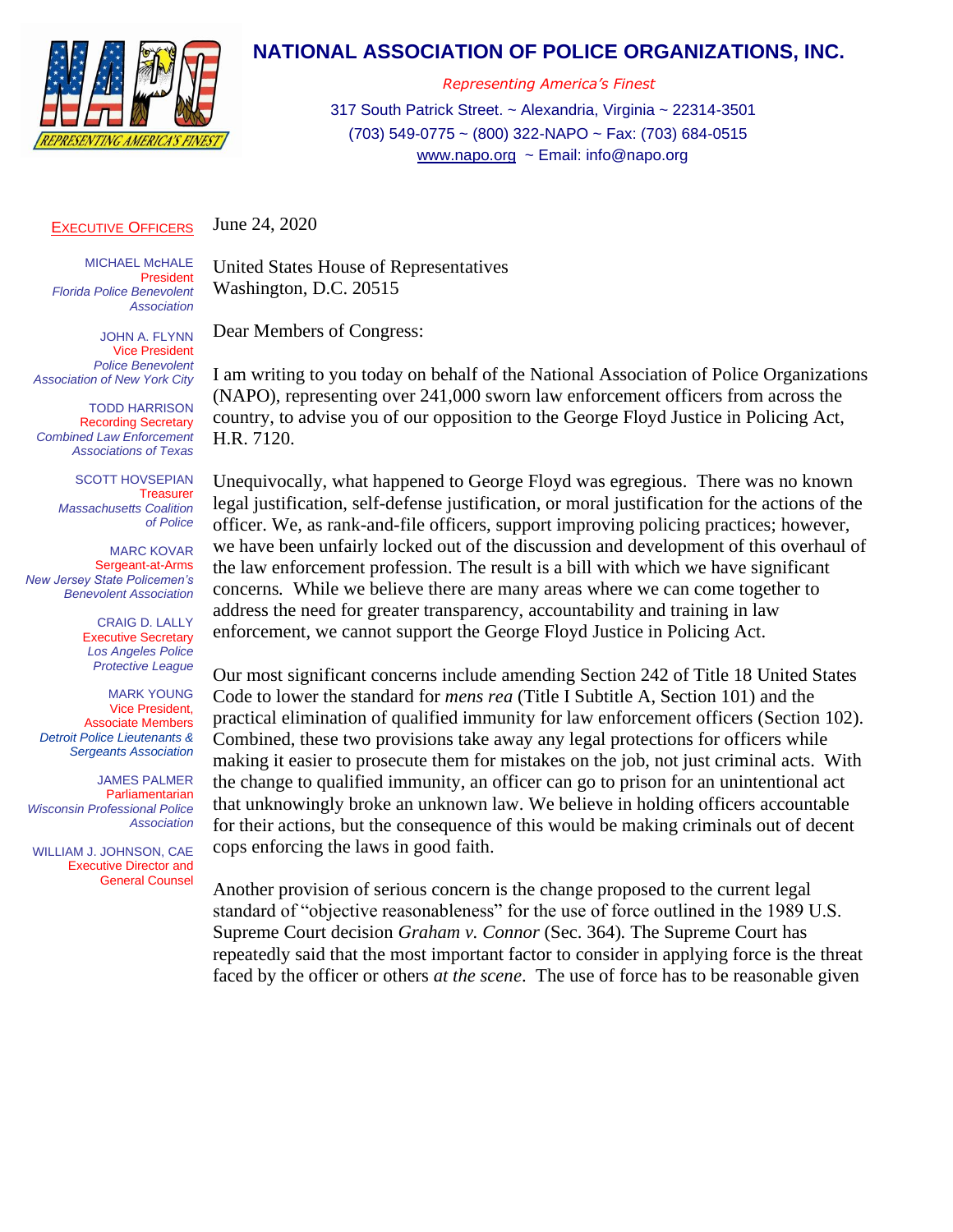# NATIONAL ASSOCIATION OF POLICE ORGANIZATIONS, INC.

*Representing America's Finest*

317 South Patrick Street. ~ Alexandria, Virginia ~ 22314-3501
(703) 549-0775 ~ (800) 322-NAPO ~ Fax: (703) 684-0515
www.napo.org ~ Email: info@napo.org

**EXECUTIVE OFFICERS**

MICHAEL McHALE
President
*Florida Police Benevolent Association*

JOHN A. FLYNN
Vice President
*Police Benevolent Association of New York City*

TODD HARRISON
Recording Secretary
*Combined Law Enforcement Associations of Texas*

SCOTT HOVSEPIAN
Treasurer
*Massachusetts Coalition of Police*

MARC KOVAR
Sergeant-at-Arms
*New Jersey State Policemen's Benevolent Association*

CRAIG D. LALLY
Executive Secretary
*Los Angeles Police Protective League*

MARK YOUNG
Vice President, Associate Members
*Detroit Police Lieutenants & Sergeants Association*

JAMES PALMER
Parliamentarian
*Wisconsin Professional Police Association*

WILLIAM J. JOHNSON, CAE
Executive Director and General Counsel

June 24, 2020

United States House of Representatives
Washington, D.C. 20515

Dear Members of Congress:

I am writing to you today on behalf of the National Association of Police Organizations (NAPO), representing over 241,000 sworn law enforcement officers from across the country, to advise you of our opposition to the George Floyd Justice in Policing Act, H.R. 7120.

Unequivocally, what happened to George Floyd was egregious. There was no known legal justification, self-defense justification, or moral justification for the actions of the officer. We, as rank-and-file officers, support improving policing practices; however, we have been unfairly locked out of the discussion and development of this overhaul of the law enforcement profession. The result is a bill with which we have significant concerns. While we believe there are many areas where we can come together to address the need for greater transparency, accountability and training in law enforcement, we cannot support the George Floyd Justice in Policing Act.

Our most significant concerns include amending Section 242 of Title 18 United States Code to lower the standard for *mens rea* (Title I Subtitle A, Section 101) and the practical elimination of qualified immunity for law enforcement officers (Section 102). Combined, these two provisions take away any legal protections for officers while making it easier to prosecute them for mistakes on the job, not just criminal acts. With the change to qualified immunity, an officer can go to prison for an unintentional act that unknowingly broke an unknown law. We believe in holding officers accountable for their actions, but the consequence of this would be making criminals out of decent cops enforcing the laws in good faith.

Another provision of serious concern is the change proposed to the current legal standard of "objective reasonableness" for the use of force outlined in the 1989 U.S. Supreme Court decision *Graham v. Connor* (Sec. 364). The Supreme Court has repeatedly said that the most important factor to consider in applying force is the threat faced by the officer or others *at the scene*. The use of force has to be reasonable given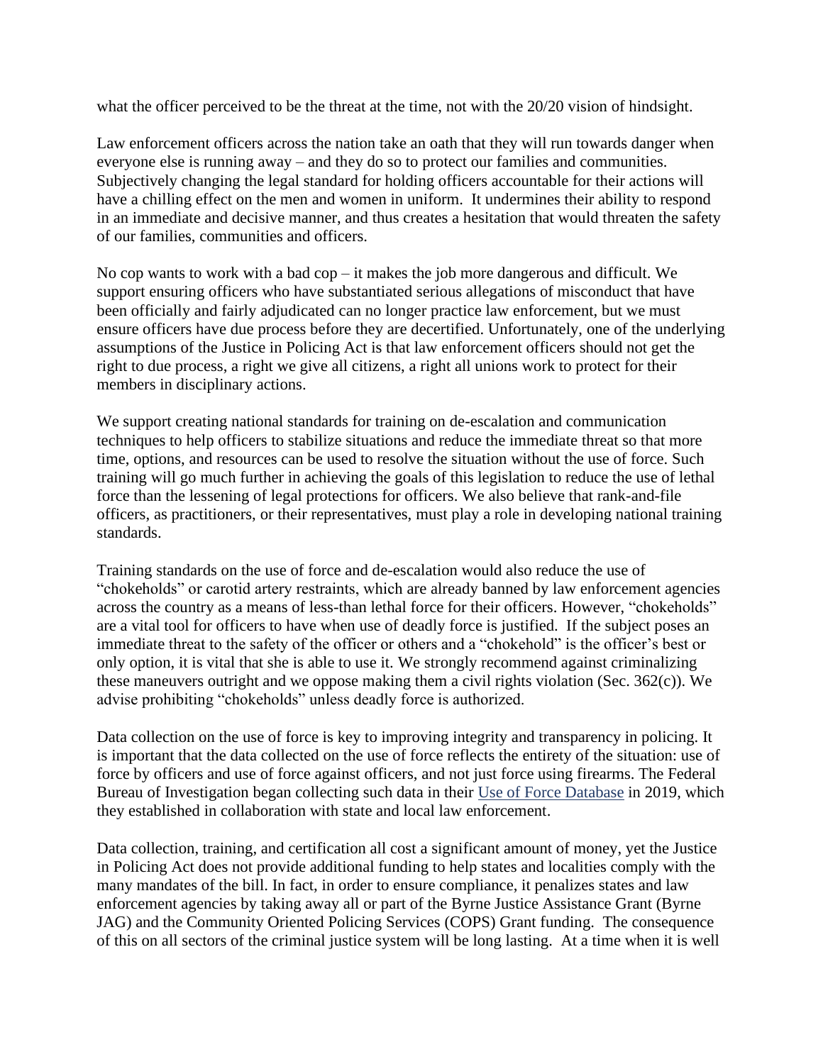what the officer perceived to be the threat at the time, not with the 20/20 vision of hindsight.

Law enforcement officers across the nation take an oath that they will run towards danger when everyone else is running away – and they do so to protect our families and communities. Subjectively changing the legal standard for holding officers accountable for their actions will have a chilling effect on the men and women in uniform. It undermines their ability to respond in an immediate and decisive manner, and thus creates a hesitation that would threaten the safety of our families, communities and officers.

No cop wants to work with a bad cop – it makes the job more dangerous and difficult. We support ensuring officers who have substantiated serious allegations of misconduct that have been officially and fairly adjudicated can no longer practice law enforcement, but we must ensure officers have due process before they are decertified. Unfortunately, one of the underlying assumptions of the Justice in Policing Act is that law enforcement officers should not get the right to due process, a right we give all citizens, a right all unions work to protect for their members in disciplinary actions.

We support creating national standards for training on de-escalation and communication techniques to help officers to stabilize situations and reduce the immediate threat so that more time, options, and resources can be used to resolve the situation without the use of force. Such training will go much further in achieving the goals of this legislation to reduce the use of lethal force than the lessening of legal protections for officers. We also believe that rank-and-file officers, as practitioners, or their representatives, must play a role in developing national training standards.

Training standards on the use of force and de-escalation would also reduce the use of "chokeholds" or carotid artery restraints, which are already banned by law enforcement agencies across the country as a means of less-than lethal force for their officers. However, "chokeholds" are a vital tool for officers to have when use of deadly force is justified. If the subject poses an immediate threat to the safety of the officer or others and a "chokehold" is the officer's best or only option, it is vital that she is able to use it. We strongly recommend against criminalizing these maneuvers outright and we oppose making them a civil rights violation (Sec. 362(c)). We advise prohibiting "chokeholds" unless deadly force is authorized.

Data collection on the use of force is key to improving integrity and transparency in policing. It is important that the data collected on the use of force reflects the entirety of the situation: use of force by officers and use of force against officers, and not just force using firearms. The Federal Bureau of Investigation began collecting such data in their Use of Force Database in 2019, which they established in collaboration with state and local law enforcement.

Data collection, training, and certification all cost a significant amount of money, yet the Justice in Policing Act does not provide additional funding to help states and localities comply with the many mandates of the bill. In fact, in order to ensure compliance, it penalizes states and law enforcement agencies by taking away all or part of the Byrne Justice Assistance Grant (Byrne JAG) and the Community Oriented Policing Services (COPS) Grant funding. The consequence of this on all sectors of the criminal justice system will be long lasting. At a time when it is well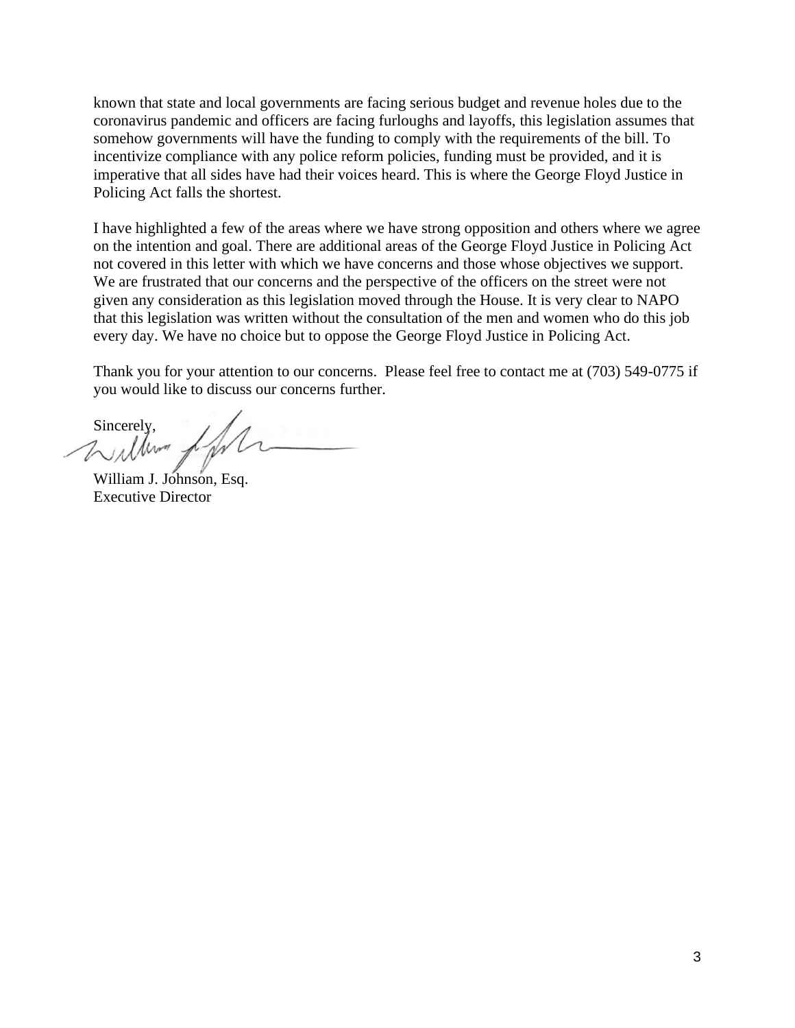known that state and local governments are facing serious budget and revenue holes due to the coronavirus pandemic and officers are facing furloughs and layoffs, this legislation assumes that somehow governments will have the funding to comply with the requirements of the bill. To incentivize compliance with any police reform policies, funding must be provided, and it is imperative that all sides have had their voices heard. This is where the George Floyd Justice in Policing Act falls the shortest.

I have highlighted a few of the areas where we have strong opposition and others where we agree on the intention and goal. There are additional areas of the George Floyd Justice in Policing Act not covered in this letter with which we have concerns and those whose objectives we support. We are frustrated that our concerns and the perspective of the officers on the street were not given any consideration as this legislation moved through the House. It is very clear to NAPO that this legislation was written without the consultation of the men and women who do this job every day. We have no choice but to oppose the George Floyd Justice in Policing Act.

Thank you for your attention to our concerns. Please feel free to contact me at (703) 549-0775 if you would like to discuss our concerns further.

Sincerely,

William J. Johnson, Esq.
Executive Director